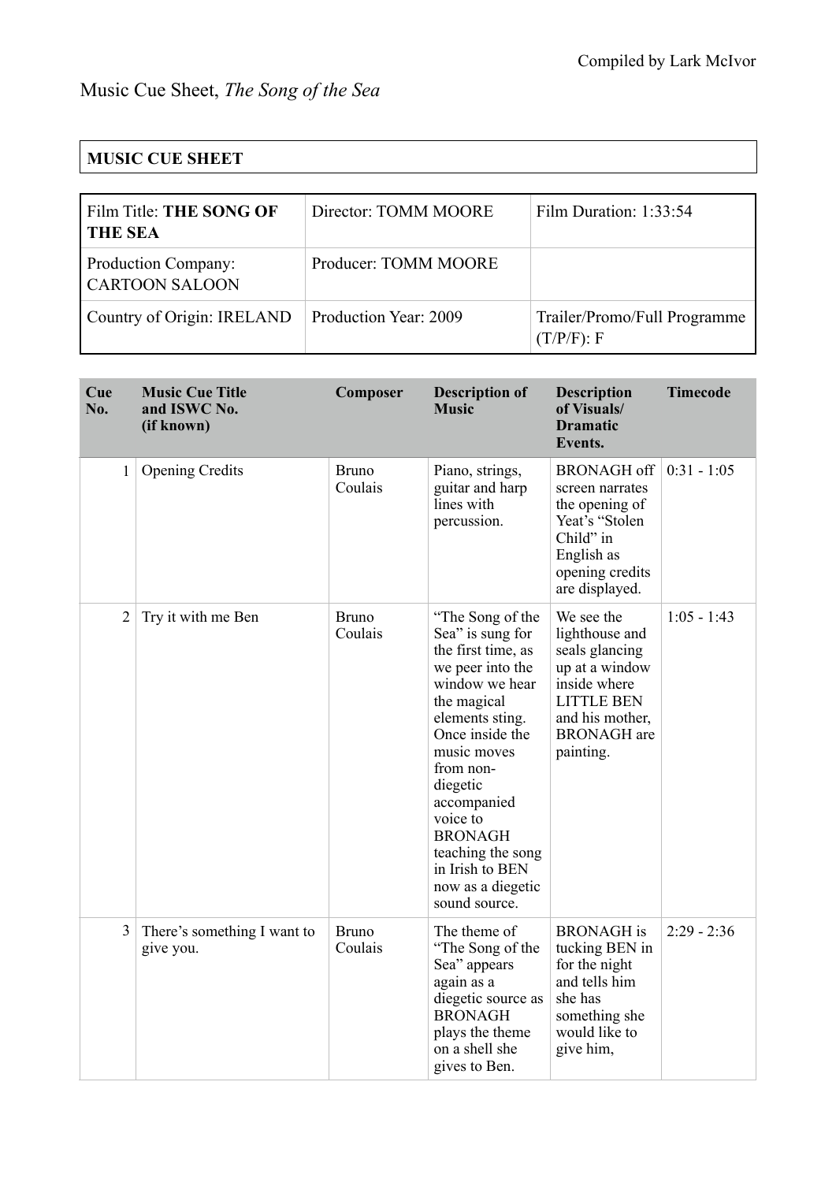Compiled by Lark McIvor

# Music Cue Sheet, *The Song of the Sea*

| **MUSIC CUE SHEET** |
|---|

| Film Title: **THE SONG OF THE SEA** | Director: TOMM MOORE | Film Duration: 1:33:54 |
|---|---|---|
| Production Company: CARTOON SALOON | Producer: TOMM MOORE | |
| Country of Origin: IRELAND | Production Year: 2009 | Trailer/Promo/Full Programme (T/P/F): F |

| Cue No. | Music Cue Title and ISWC No. (if known) | Composer | Description of Music | Description of Visuals/ Dramatic Events. | Timecode |
|---|---|---|---|---|---|
| 1 | Opening Credits | Bruno Coulais | Piano, strings, guitar and harp lines with percussion. | BRONAGH off screen narrates the opening of Yeat's "Stolen Child" in English as opening credits are displayed. | 0:31 - 1:05 |
| 2 | Try it with me Ben | Bruno Coulais | "The Song of the Sea" is sung for the first time, as we peer into the window we hear the magical elements sting. Once inside the music moves from non-diegetic accompanied voice to BRONAGH teaching the song in Irish to BEN now as a diegetic sound source. | We see the lighthouse and seals glancing up at a window inside where LITTLE BEN and his mother, BRONAGH are painting. | 1:05 - 1:43 |
| 3 | There's something I want to give you. | Bruno Coulais | The theme of "The Song of the Sea" appears again as a diegetic source as BRONAGH plays the theme on a shell she gives to Ben. | BRONAGH is tucking BEN in for the night and tells him she has something she would like to give him, | 2:29 - 2:36 |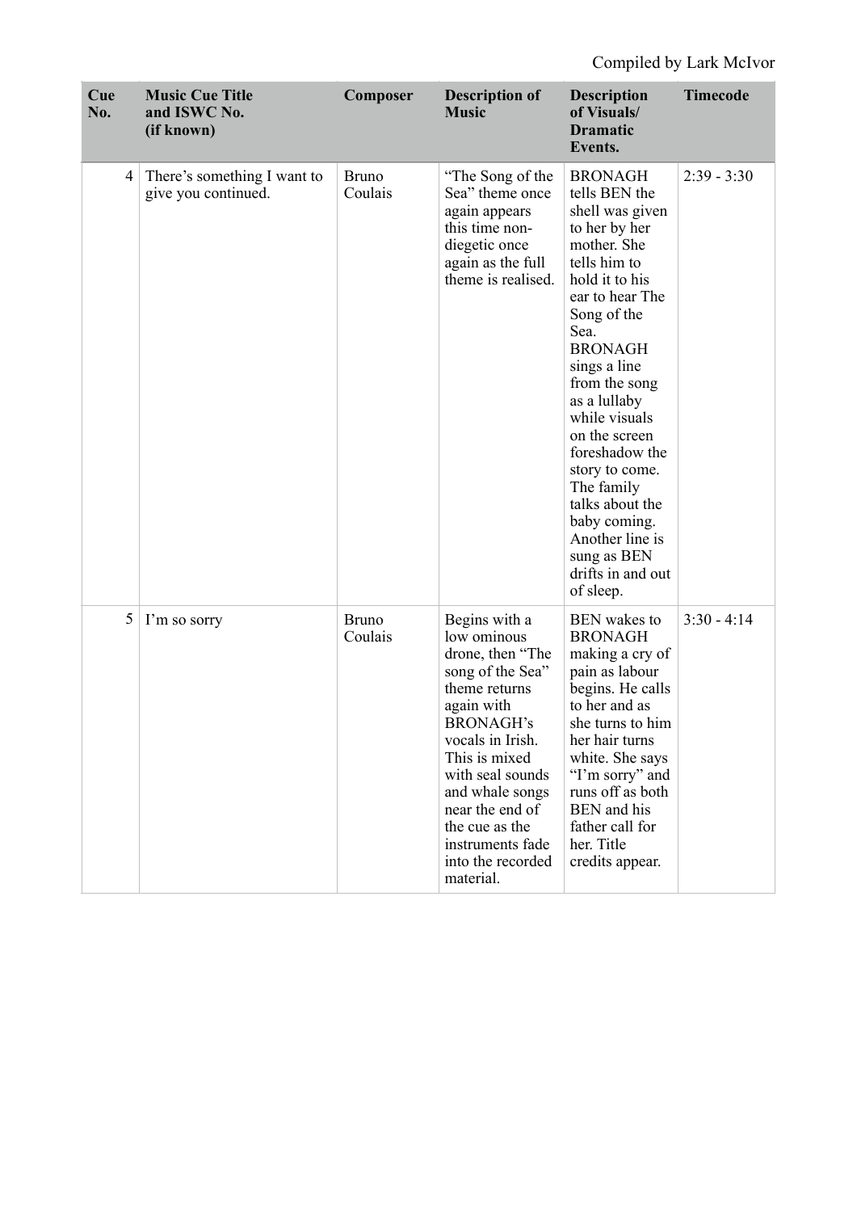Compiled by Lark McIvor

| Cue No. | Music Cue Title and ISWC No. (if known) | Composer | Description of Music | Description of Visuals/ Dramatic Events. | Timecode |
|---|---|---|---|---|---|
| 4 | There's something I want to give you continued. | Bruno Coulais | "The Song of the Sea" theme once again appears this time non-diegetic once again as the full theme is realised. | BRONAGH tells BEN the shell was given to her by her mother. She tells him to hold it to his ear to hear The Song of the Sea. BRONAGH sings a line from the song as a lullaby while visuals on the screen foreshadow the story to come. The family talks about the baby coming. Another line is sung as BEN drifts in and out of sleep. | 2:39 - 3:30 |
| 5 | I'm so sorry | Bruno Coulais | Begins with a low ominous drone, then "The song of the Sea" theme returns again with BRONAGH's vocals in Irish. This is mixed with seal sounds and whale songs near the end of the cue as the instruments fade into the recorded material. | BEN wakes to BRONAGH making a cry of pain as labour begins. He calls to her and as she turns to him her hair turns white. She says "I'm sorry" and runs off as both BEN and his father call for her. Title credits appear. | 3:30 - 4:14 |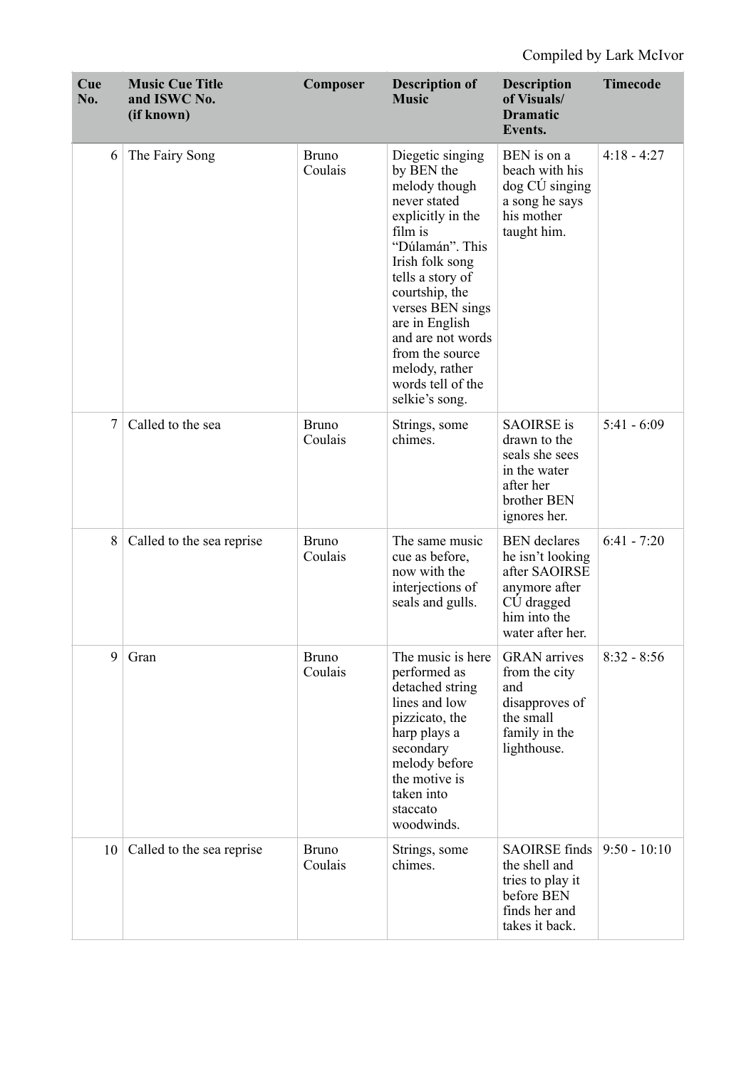Compiled by Lark McIvor

| Cue No. | Music Cue Title and ISWC No. (if known) | Composer | Description of Music | Description of Visuals/ Dramatic Events. | Timecode |
|---|---|---|---|---|---|
| 6 | The Fairy Song | Bruno Coulais | Diegetic singing by BEN the melody though never stated explicitly in the film is "Dúlamán". This Irish folk song tells a story of courtship, the verses BEN sings are in English and are not words from the source melody, rather words tell of the selkie's song. | BEN is on a beach with his dog CÚ singing a song he says his mother taught him. | 4:18 - 4:27 |
| 7 | Called to the sea | Bruno Coulais | Strings, some chimes. | SAOIRSE is drawn to the seals she sees in the water after her brother BEN ignores her. | 5:41 - 6:09 |
| 8 | Called to the sea reprise | Bruno Coulais | The same music cue as before, now with the interjections of seals and gulls. | BEN declares he isn't looking after SAOIRSE anymore after CÚ dragged him into the water after her. | 6:41 - 7:20 |
| 9 | Gran | Bruno Coulais | The music is here performed as detached string lines and low pizzicato, the harp plays a secondary melody before the motive is taken into staccato woodwinds. | GRAN arrives from the city and disapproves of the small family in the lighthouse. | 8:32 - 8:56 |
| 10 | Called to the sea reprise | Bruno Coulais | Strings, some chimes. | SAOIRSE finds the shell and tries to play it before BEN finds her and takes it back. | 9:50 - 10:10 |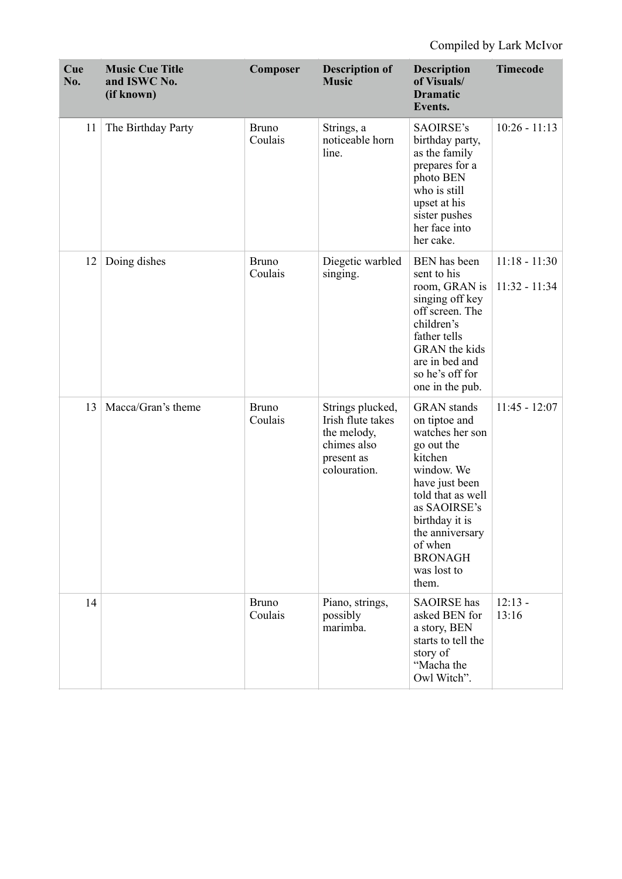Compiled by Lark McIvor

| Cue No. | Music Cue Title and ISWC No. (if known) | Composer | Description of Music | Description of Visuals/ Dramatic Events. | Timecode |
|---|---|---|---|---|---|
| 11 | The Birthday Party | Bruno Coulais | Strings, a noticeable horn line. | SAOIRSE's birthday party, as the family prepares for a photo BEN who is still upset at his sister pushes her face into her cake. | 10:26 - 11:13 |
| 12 | Doing dishes | Bruno Coulais | Diegetic warbled singing. | BEN has been sent to his room, GRAN is singing off key off screen. The children's father tells GRAN the kids are in bed and so he's off for one in the pub. | 11:18 - 11:30<br>11:32 - 11:34 |
| 13 | Macca/Gran's theme | Bruno Coulais | Strings plucked, Irish flute takes the melody, chimes also present as colouration. | GRAN stands on tiptoe and watches her son go out the kitchen window. We have just been told that as well as SAOIRSE's birthday it is the anniversary of when BRONAGH was lost to them. | 11:45 - 12:07 |
| 14 | | Bruno Coulais | Piano, strings, possibly marimba. | SAOIRSE has asked BEN for a story, BEN starts to tell the story of "Macha the Owl Witch". | 12:13 - 13:16 |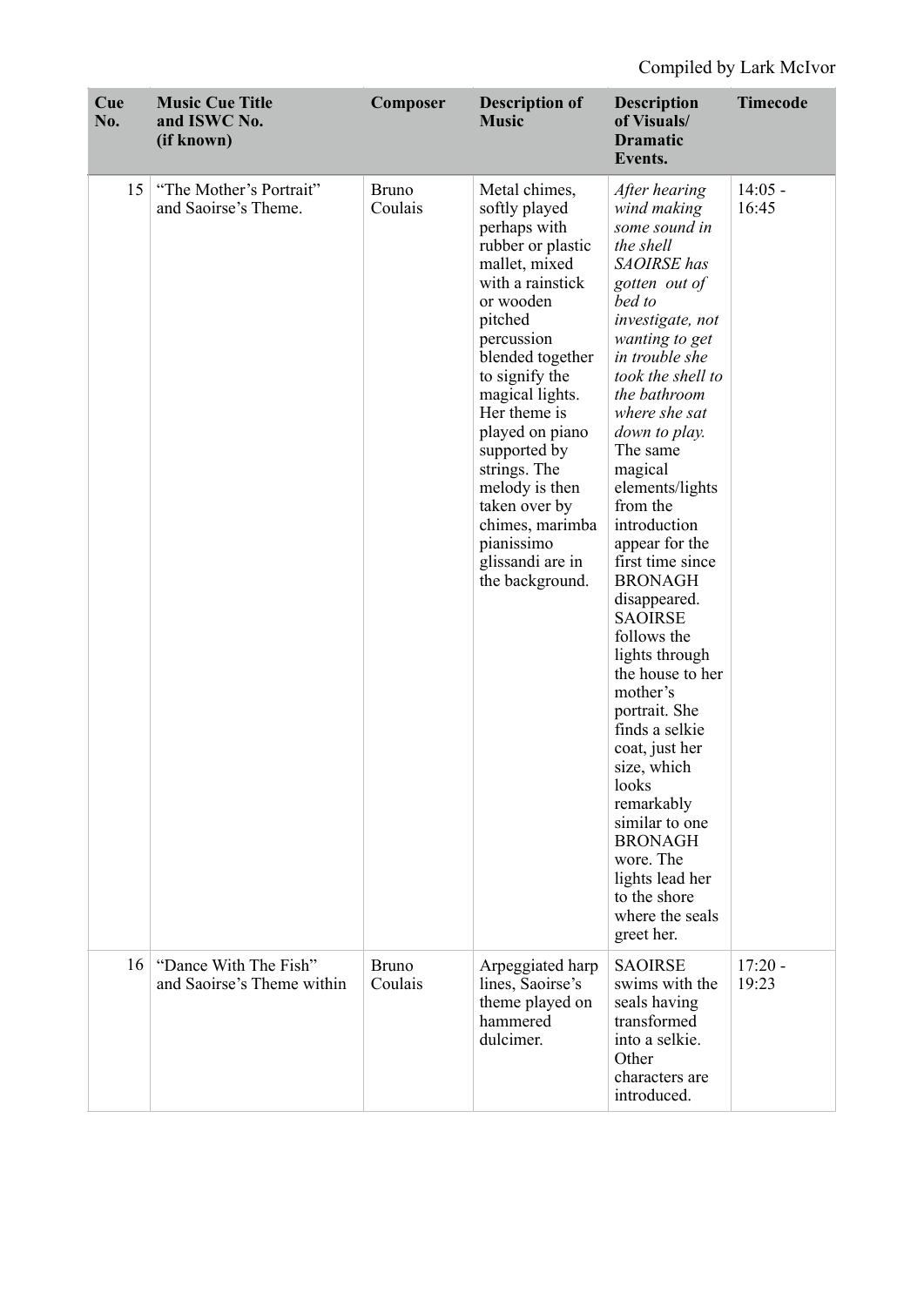Compiled by Lark McIvor

| Cue No. | Music Cue Title and ISWC No. (if known) | Composer | Description of Music | Description of Visuals/ Dramatic Events. | Timecode |
|---|---|---|---|---|---|
| 15 | "The Mother's Portrait" and Saoirse's Theme. | Bruno Coulais | Metal chimes, softly played perhaps with rubber or plastic mallet, mixed with a rainstick or wooden pitched percussion blended together to signify the magical lights. Her theme is played on piano supported by strings. The melody is then taken over by chimes, marimba pianissimo glissandi are in the background. | *After hearing wind making some sound in the shell SAOIRSE has gotten out of bed to investigate, not wanting to get in trouble she took the shell to the bathroom where she sat down to play.* The same magical elements/lights from the introduction appear for the first time since BRONAGH disappeared. SAOIRSE follows the lights through the house to her mother's portrait. She finds a selkie coat, just her size, which looks remarkably similar to one BRONAGH wore. The lights lead her to the shore where the seals greet her. | 14:05 - 16:45 |
| 16 | "Dance With The Fish" and Saoirse's Theme within | Bruno Coulais | Arpeggiated harp lines, Saoirse's theme played on hammered dulcimer. | SAOIRSE swims with the seals having transformed into a selkie. Other characters are introduced. | 17:20 - 19:23 |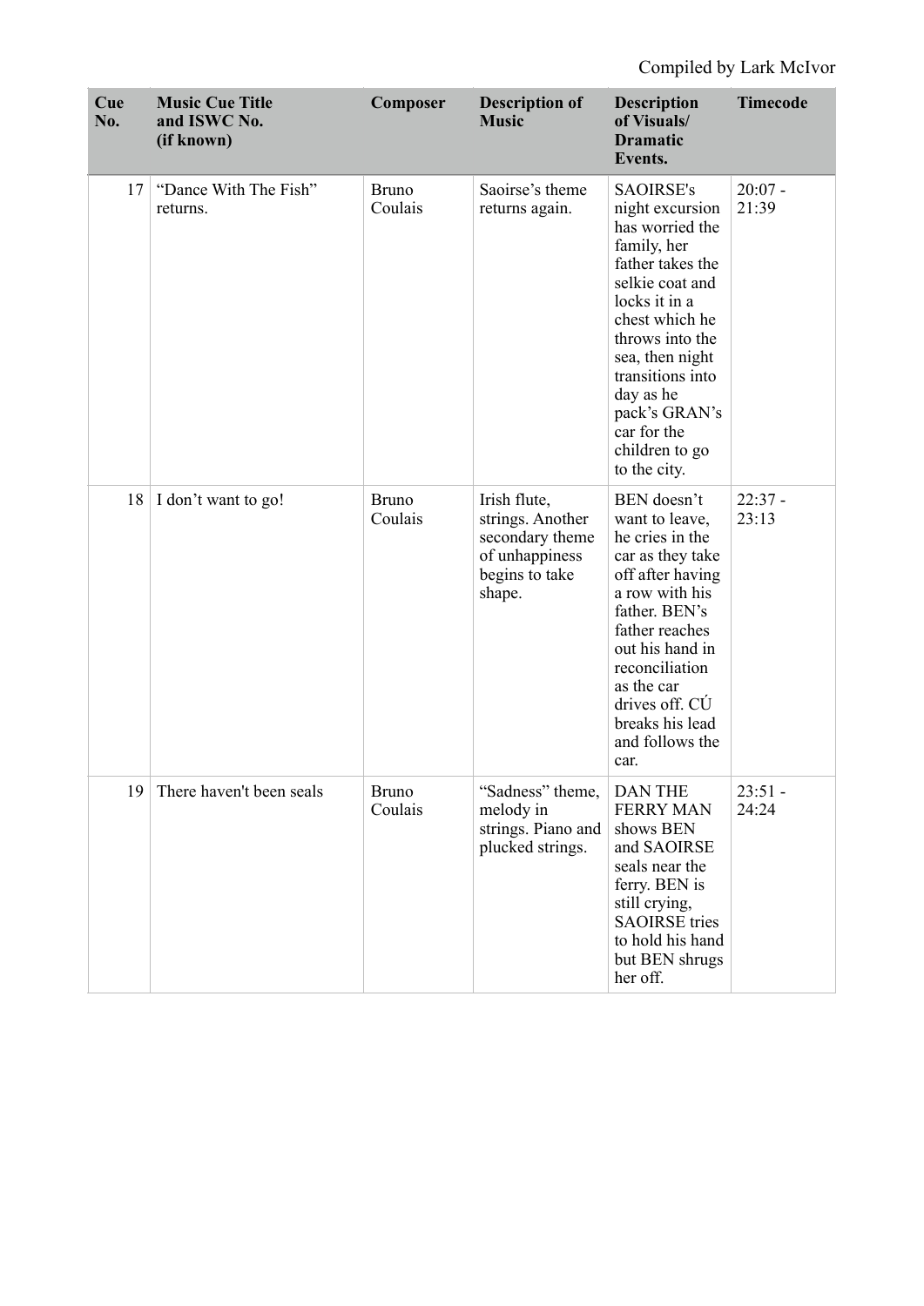Compiled by Lark McIvor

| Cue No. | Music Cue Title and ISWC No. (if known) | Composer | Description of Music | Description of Visuals/ Dramatic Events. | Timecode |
|---|---|---|---|---|---|
| 17 | "Dance With The Fish" returns. | Bruno Coulais | Saoirse's theme returns again. | SAOIRSE's night excursion has worried the family, her father takes the selkie coat and locks it in a chest which he throws into the sea, then night transitions into day as he pack's GRAN's car for the children to go to the city. | 20:07 - 21:39 |
| 18 | I don't want to go! | Bruno Coulais | Irish flute, strings. Another secondary theme of unhappiness begins to take shape. | BEN doesn't want to leave, he cries in the car as they take off after having a row with his father. BEN's father reaches out his hand in reconciliation as the car drives off. CÚ breaks his lead and follows the car. | 22:37 - 23:13 |
| 19 | There haven't been seals | Bruno Coulais | "Sadness" theme, melody in strings. Piano and plucked strings. | DAN THE FERRY MAN shows BEN and SAOIRSE seals near the ferry. BEN is still crying, SAOIRSE tries to hold his hand but BEN shrugs her off. | 23:51 - 24:24 |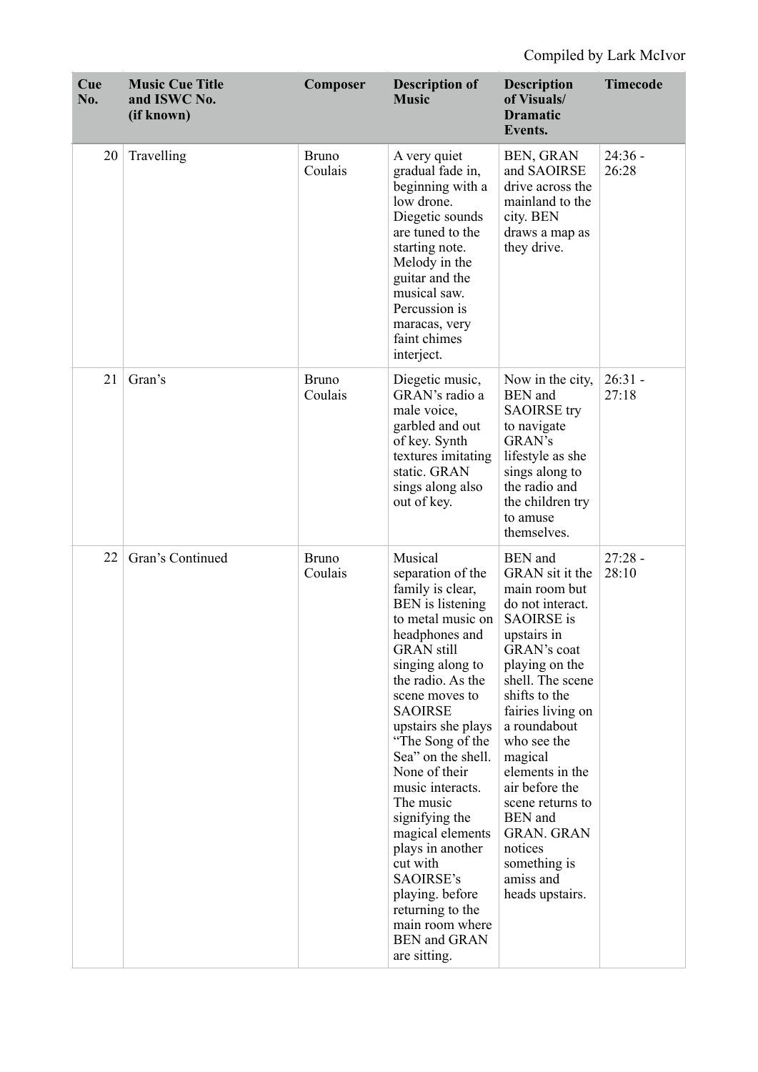Compiled by Lark McIvor

| Cue No. | Music Cue Title and ISWC No. (if known) | Composer | Description of Music | Description of Visuals/ Dramatic Events. | Timecode |
|---|---|---|---|---|---|
| 20 | Travelling | Bruno Coulais | A very quiet gradual fade in, beginning with a low drone. Diegetic sounds are tuned to the starting note. Melody in the guitar and the musical saw. Percussion is maracas, very faint chimes interject. | BEN, GRAN and SAOIRSE drive across the mainland to the city. BEN draws a map as they drive. | 24:36 - 26:28 |
| 21 | Gran's | Bruno Coulais | Diegetic music, GRAN's radio a male voice, garbled and out of key. Synth textures imitating static. GRAN sings along also out of key. | Now in the city, BEN and SAOIRSE try to navigate GRAN's lifestyle as she sings along to the radio and the children try to amuse themselves. | 26:31 - 27:18 |
| 22 | Gran's Continued | Bruno Coulais | Musical separation of the family is clear, BEN is listening to metal music on headphones and GRAN still singing along to the radio. As the scene moves to SAOIRSE upstairs she plays "The Song of the Sea" on the shell. None of their music interacts. The music signifying the magical elements plays in another cut with SAOIRSE's playing. before returning to the main room where BEN and GRAN are sitting. | BEN and GRAN sit it the main room but do not interact. SAOIRSE is upstairs in GRAN's coat playing on the shell. The scene shifts to the fairies living on a roundabout who see the magical elements in the air before the scene returns to BEN and GRAN. GRAN notices something is amiss and heads upstairs. | 27:28 - 28:10 |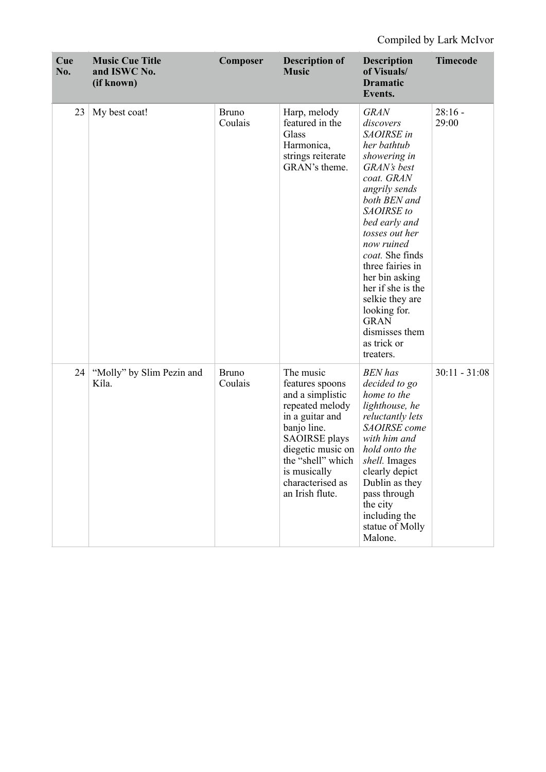Compiled by Lark McIvor

| Cue No. | Music Cue Title and ISWC No. (if known) | Composer | Description of Music | Description of Visuals/ Dramatic Events. | Timecode |
|---|---|---|---|---|---|
| 23 | My best coat! | Bruno Coulais | Harp, melody featured in the Glass Harmonica, strings reiterate GRAN's theme. | *GRAN discovers SAOIRSE in her bathtub showering in GRAN's best coat. GRAN angrily sends both BEN and SAOIRSE to bed early and tosses out her now ruined coat.* She finds three fairies in her bin asking her if she is the selkie they are looking for. GRAN dismisses them as trick or treaters. | 28:16 - 29:00 |
| 24 | "Molly" by Slim Pezin and Kíla. | Bruno Coulais | The music features spoons and a simplistic repeated melody in a guitar and banjo line. SAOIRSE plays diegetic music on the "shell" which is musically characterised as an Irish flute. | *BEN has decided to go home to the lighthouse, he reluctantly lets SAOIRSE come with him and hold onto the shell.* Images clearly depict Dublin as they pass through the city including the statue of Molly Malone. | 30:11 - 31:08 |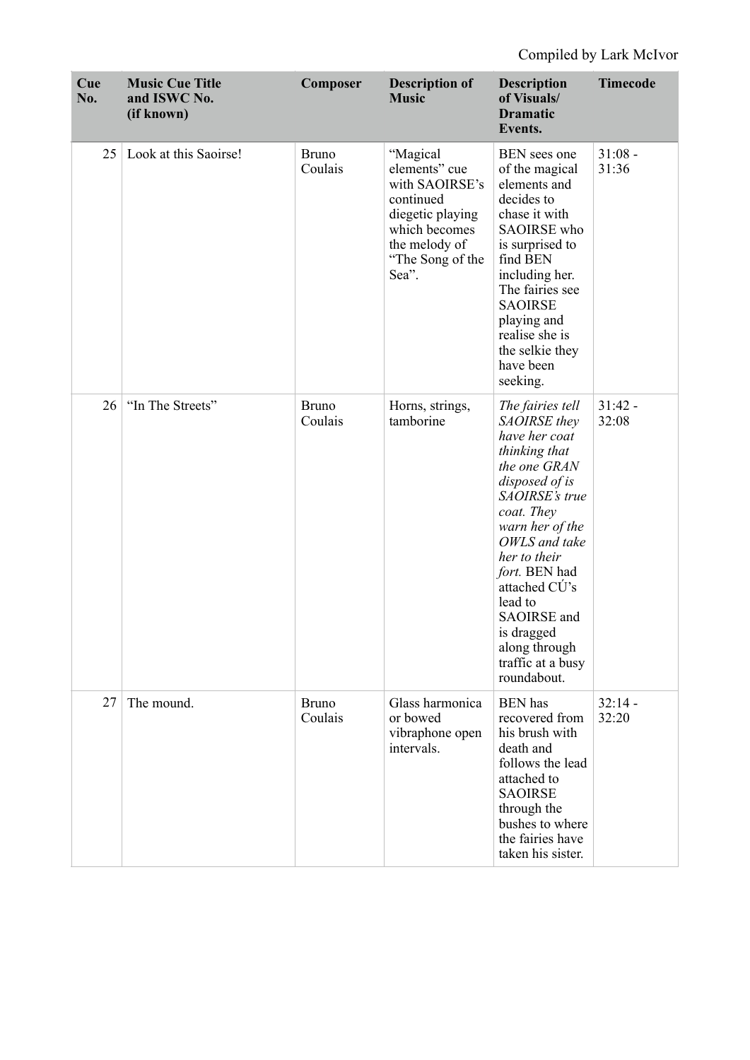Compiled by Lark McIvor

| Cue No. | Music Cue Title and ISWC No. (if known) | Composer | Description of Music | Description of Visuals/ Dramatic Events. | Timecode |
|---|---|---|---|---|---|
| 25 | Look at this Saoirse! | Bruno Coulais | "Magical elements" cue with SAOIRSE's continued diegetic playing which becomes the melody of "The Song of the Sea". | BEN sees one of the magical elements and decides to chase it with SAOIRSE who is surprised to find BEN including her. The fairies see SAOIRSE playing and realise she is the selkie they have been seeking. | 31:08 - 31:36 |
| 26 | "In The Streets" | Bruno Coulais | Horns, strings, tamborine | *The fairies tell SAOIRSE they have her coat thinking that the one GRAN disposed of is SAOIRSE's true coat. They warn her of the OWLS and take her to their fort.* BEN had attached CÚ's lead to SAOIRSE and is dragged along through traffic at a busy roundabout. | 31:42 - 32:08 |
| 27 | The mound. | Bruno Coulais | Glass harmonica or bowed vibraphone open intervals. | BEN has recovered from his brush with death and follows the lead attached to SAOIRSE through the bushes to where the fairies have taken his sister. | 32:14 - 32:20 |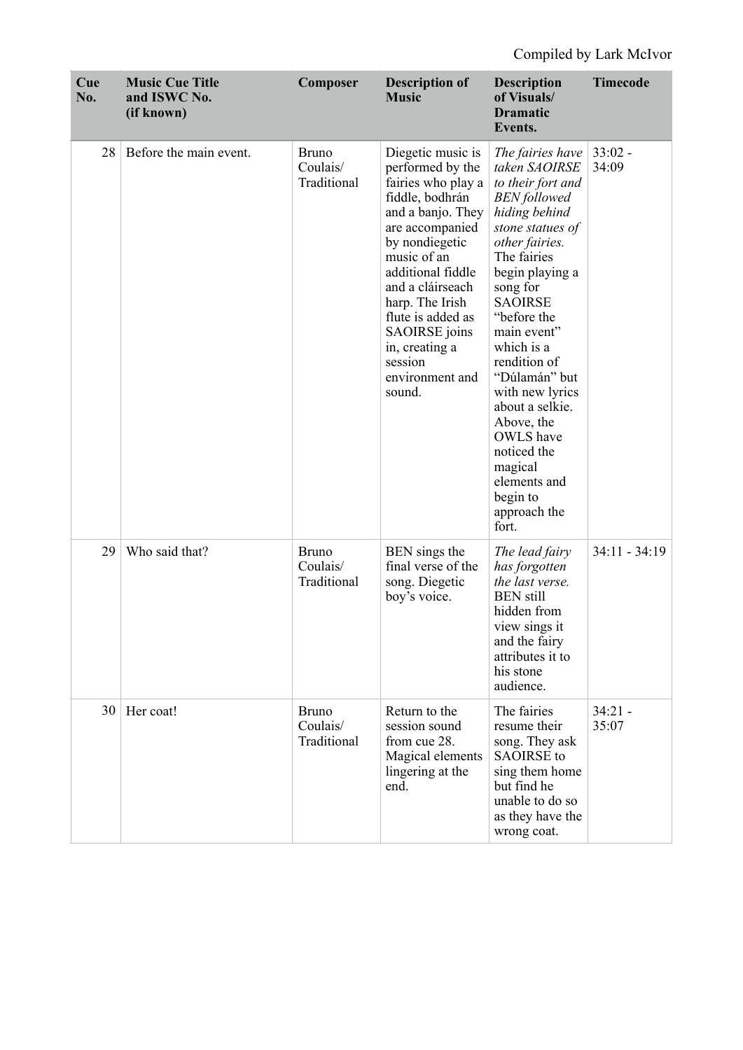Compiled by Lark McIvor

| Cue No. | Music Cue Title and ISWC No. (if known) | Composer | Description of Music | Description of Visuals/ Dramatic Events. | Timecode |
|---|---|---|---|---|---|
| 28 | Before the main event. | Bruno Coulais/ Traditional | Diegetic music is performed by the fairies who play a fiddle, bodhrán and a banjo. They are accompanied by nondiegetic music of an additional fiddle and a cláirseach harp. The Irish flute is added as SAOIRSE joins in, creating a session environment and sound. | *The fairies have taken SAOIRSE to their fort and BEN followed hiding behind stone statues of other fairies.* The fairies begin playing a song for SAOIRSE "before the main event" which is a rendition of "Dúlamán" but with new lyrics about a selkie. Above, the OWLS have noticed the magical elements and begin to approach the fort. | 33:02 - 34:09 |
| 29 | Who said that? | Bruno Coulais/ Traditional | BEN sings the final verse of the song. Diegetic boy's voice. | *The lead fairy has forgotten the last verse.* BEN still hidden from view sings it and the fairy attributes it to his stone audience. | 34:11 - 34:19 |
| 30 | Her coat! | Bruno Coulais/ Traditional | Return to the session sound from cue 28. Magical elements lingering at the end. | The fairies resume their song. They ask SAOIRSE to sing them home but find he unable to do so as they have the wrong coat. | 34:21 - 35:07 |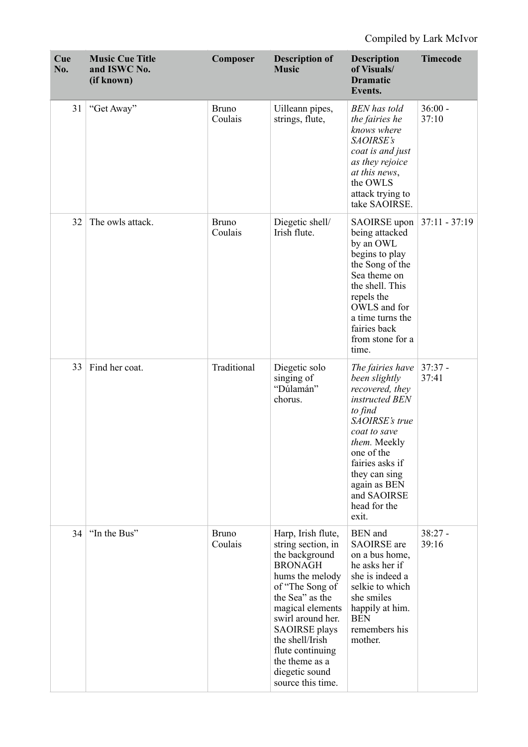Compiled by Lark McIvor

| Cue No. | Music Cue Title and ISWC No. (if known) | Composer | Description of Music | Description of Visuals/ Dramatic Events. | Timecode |
|---|---|---|---|---|---|
| 31 | "Get Away" | Bruno Coulais | Uilleann pipes, strings, flute, | *BEN has told the fairies he knows where SAOIRSE's coat is and just as they rejoice at this news*, the OWLS attack trying to take SAOIRSE. | 36:00 - 37:10 |
| 32 | The owls attack. | Bruno Coulais | Diegetic shell/ Irish flute. | SAOIRSE upon being attacked by an OWL begins to play the Song of the Sea theme on the shell. This repels the OWLS and for a time turns the fairies back from stone for a time. | 37:11 - 37:19 |
| 33 | Find her coat. | Traditional | Diegetic solo singing of "Dúlamán" chorus. | *The fairies have been slightly recovered, they instructed BEN to find SAOIRSE's true coat to save them.* Meekly one of the fairies asks if they can sing again as BEN and SAOIRSE head for the exit. | 37:37 - 37:41 |
| 34 | "In the Bus" | Bruno Coulais | Harp, Irish flute, string section, in the background BRONAGH hums the melody of "The Song of the Sea" as the magical elements swirl around her. SAOIRSE plays the shell/Irish flute continuing the theme as a diegetic sound source this time. | BEN and SAOIRSE are on a bus home, he asks her if she is indeed a selkie to which she smiles happily at him. BEN remembers his mother. | 38:27 - 39:16 |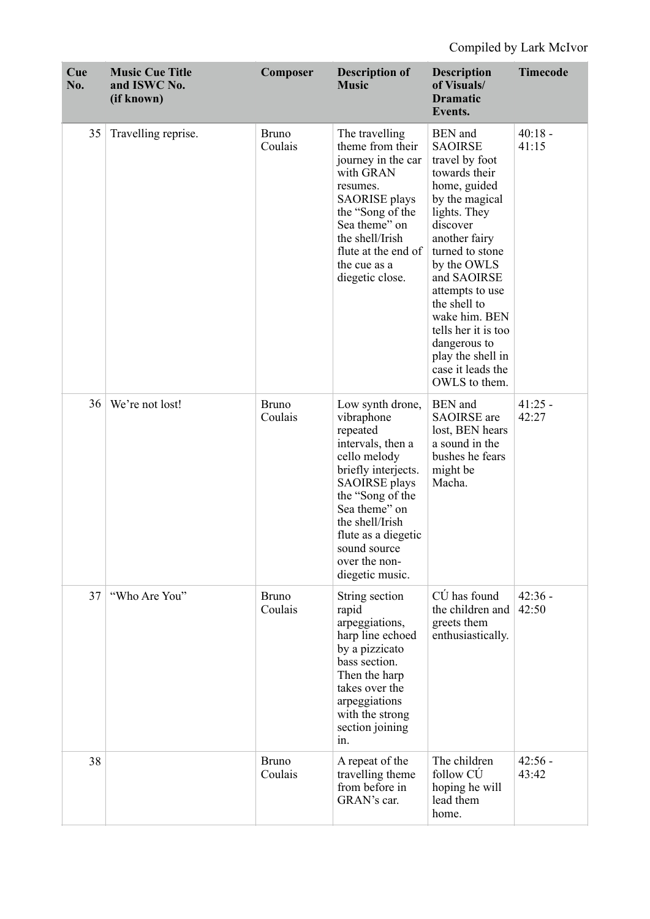Compiled by Lark McIvor

| Cue No. | Music Cue Title and ISWC No. (if known) | Composer | Description of Music | Description of Visuals/ Dramatic Events. | Timecode |
|---|---|---|---|---|---|
| 35 | Travelling reprise. | Bruno Coulais | The travelling theme from their journey in the car with GRAN resumes. SAORISE plays the "Song of the Sea theme" on the shell/Irish flute at the end of the cue as a diegetic close. | BEN and SAOIRSE travel by foot towards their home, guided by the magical lights. They discover another fairy turned to stone by the OWLS and SAOIRSE attempts to use the shell to wake him. BEN tells her it is too dangerous to play the shell in case it leads the OWLS to them. | 40:18 - 41:15 |
| 36 | We're not lost! | Bruno Coulais | Low synth drone, vibraphone repeated intervals, then a cello melody briefly interjects. SAOIRSE plays the "Song of the Sea theme" on the shell/Irish flute as a diegetic sound source over the non-diegetic music. | BEN and SAOIRSE are lost, BEN hears a sound in the bushes he fears might be Macha. | 41:25 - 42:27 |
| 37 | "Who Are You" | Bruno Coulais | String section rapid arpeggiations, harp line echoed by a pizzicato bass section. Then the harp takes over the arpeggiations with the strong section joining in. | CÚ has found the children and greets them enthusiastically. | 42:36 - 42:50 |
| 38 | | Bruno Coulais | A repeat of the travelling theme from before in GRAN's car. | The children follow CÚ hoping he will lead them home. | 42:56 - 43:42 |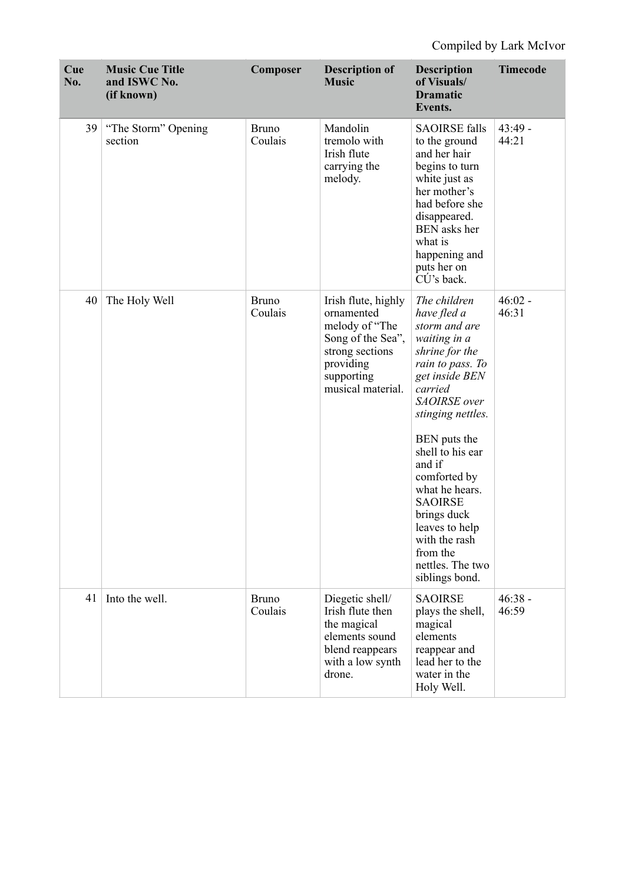Compiled by Lark McIvor

| Cue No. | Music Cue Title and ISWC No. (if known) | Composer | Description of Music | Description of Visuals/ Dramatic Events. | Timecode |
|---|---|---|---|---|---|
| 39 | "The Storm" Opening section | Bruno Coulais | Mandolin tremolo with Irish flute carrying the melody. | SAOIRSE falls to the ground and her hair begins to turn white just as her mother's had before she disappeared. BEN asks her what is happening and puts her on CÚ's back. | 43:49 - 44:21 |
| 40 | The Holy Well | Bruno Coulais | Irish flute, highly ornamented melody of "The Song of the Sea", strong sections providing supporting musical material. | *The children have fled a storm and are waiting in a shrine for the rain to pass. To get inside BEN carried SAOIRSE over stinging nettles.* BEN puts the shell to his ear and if comforted by what he hears. SAOIRSE brings duck leaves to help with the rash from the nettles. The two siblings bond. | 46:02 - 46:31 |
| 41 | Into the well. | Bruno Coulais | Diegetic shell/ Irish flute then the magical elements sound blend reappears with a low synth drone. | SAOIRSE plays the shell, magical elements reappear and lead her to the water in the Holy Well. | 46:38 - 46:59 |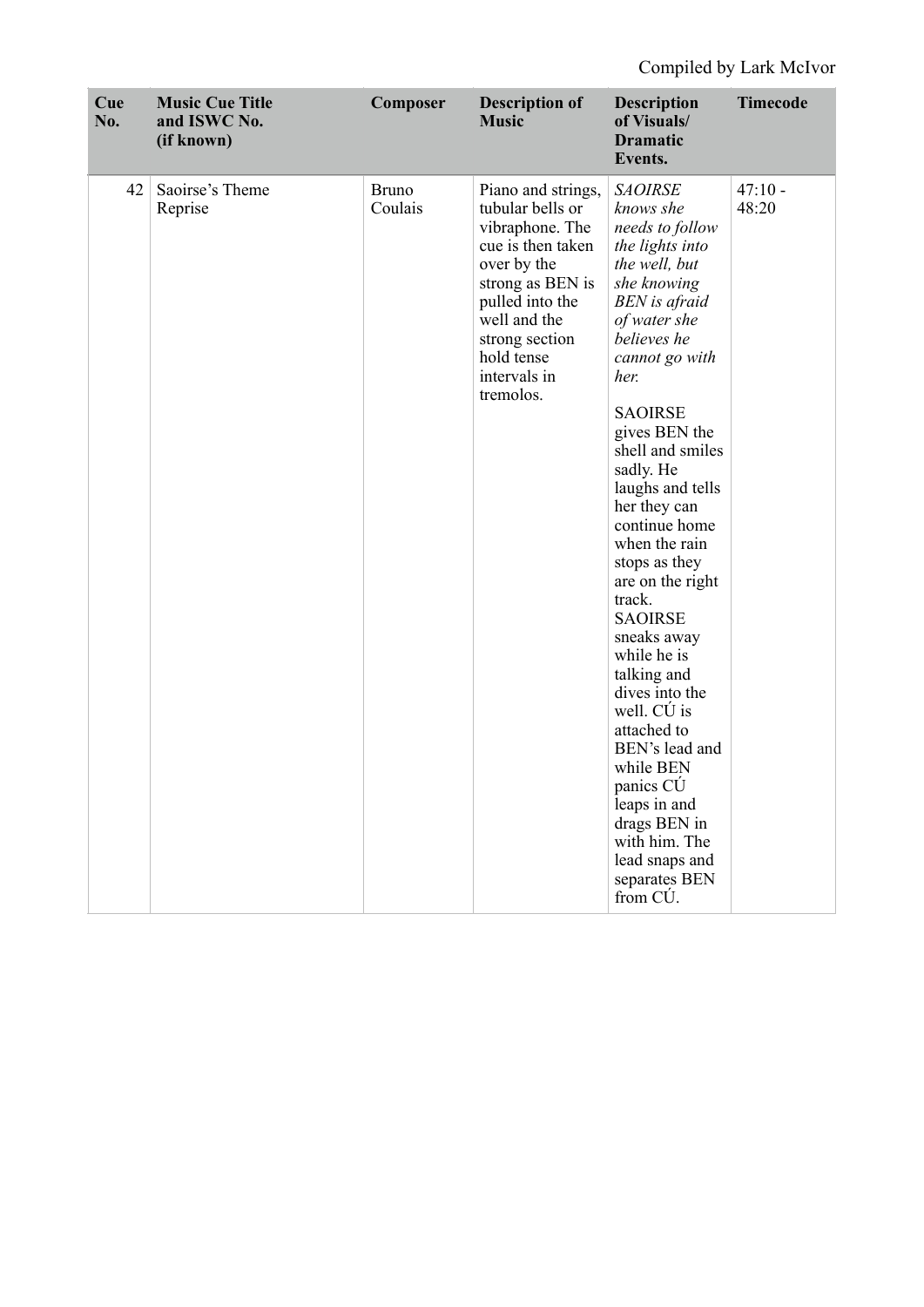Compiled by Lark McIvor

| Cue No. | Music Cue Title and ISWC No. (if known) | Composer | Description of Music | Description of Visuals/ Dramatic Events. | Timecode |
|---|---|---|---|---|---|
| 42 | Saoirse's Theme Reprise | Bruno Coulais | Piano and strings, tubular bells or vibraphone. The cue is then taken over by the strong as BEN is pulled into the well and the strong section hold tense intervals in tremolos. | *SAOIRSE knows she needs to follow the lights into the well, but she knowing BEN is afraid of water she believes he cannot go with her.*<br><br>SAOIRSE gives BEN the shell and smiles sadly. He laughs and tells her they can continue home when the rain stops as they are on the right track. SAOIRSE sneaks away while he is talking and dives into the well. CÚ is attached to BEN's lead and while BEN panics CÚ leaps in and drags BEN in with him. The lead snaps and separates BEN from CÚ. | 47:10 - 48:20 |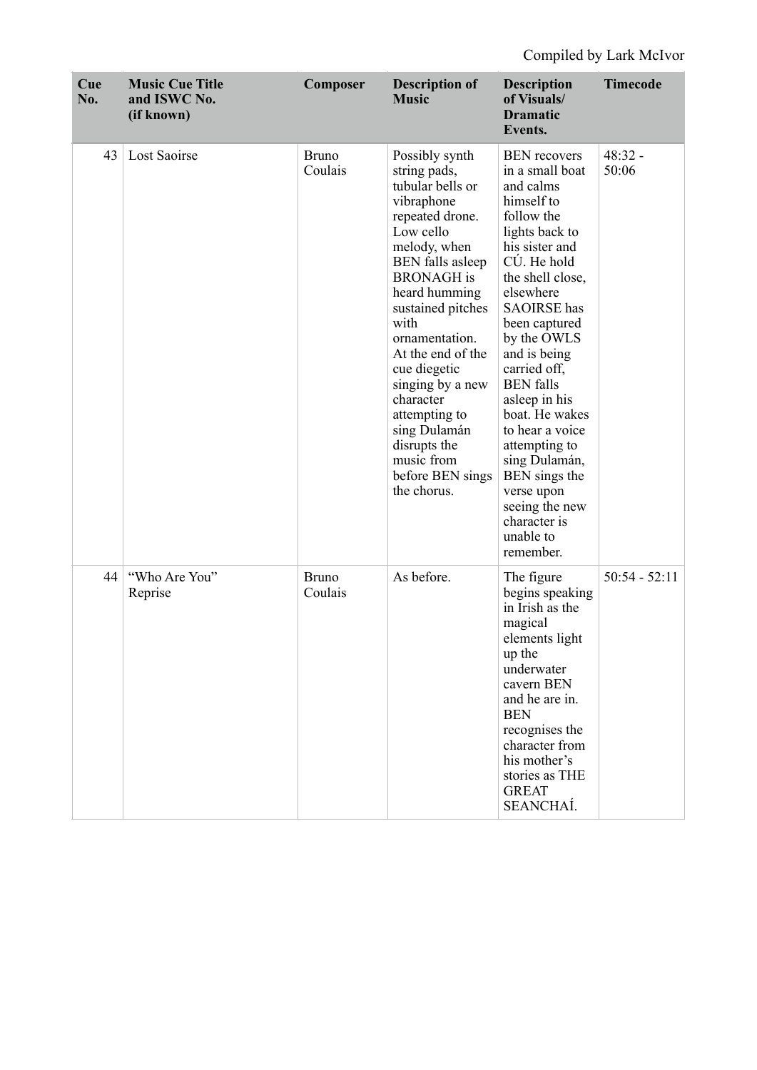Compiled by Lark McIvor

| Cue No. | Music Cue Title and ISWC No. (if known) | Composer | Description of Music | Description of Visuals/ Dramatic Events. | Timecode |
|---|---|---|---|---|---|
| 43 | Lost Saoirse | Bruno Coulais | Possibly synth string pads, tubular bells or vibraphone repeated drone. Low cello melody, when BEN falls asleep BRONAGH is heard humming sustained pitches with ornamentation. At the end of the cue diegetic singing by a new character attempting to sing Dulamán disrupts the music from before BEN sings the chorus. | BEN recovers in a small boat and calms himself to follow the lights back to his sister and CÚ. He hold the shell close, elsewhere SAOIRSE has been captured by the OWLS and is being carried off, BEN falls asleep in his boat. He wakes to hear a voice attempting to sing Dulamán, BEN sings the verse upon seeing the new character is unable to remember. | 48:32 - 50:06 |
| 44 | "Who Are You" Reprise | Bruno Coulais | As before. | The figure begins speaking in Irish as the magical elements light up the underwater cavern BEN and he are in. BEN recognises the character from his mother's stories as THE GREAT SEANCHAÍ. | 50:54 - 52:11 |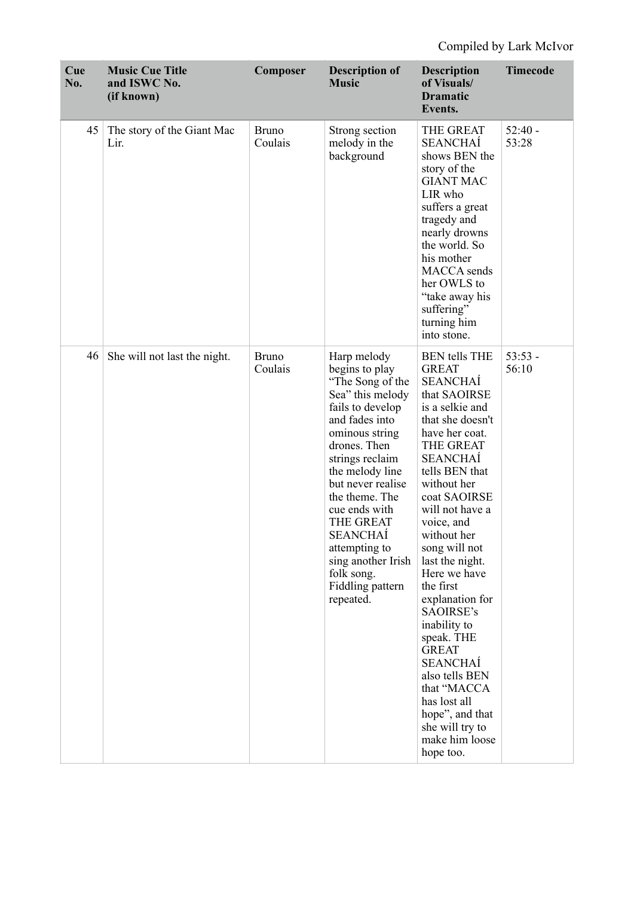Compiled by Lark McIvor

| Cue No. | Music Cue Title and ISWC No. (if known) | Composer | Description of Music | Description of Visuals/ Dramatic Events. | Timecode |
|---|---|---|---|---|---|
| 45 | The story of the Giant Mac Lir. | Bruno Coulais | Strong section melody in the background | THE GREAT SEANCHAÍ shows BEN the story of the GIANT MAC LIR who suffers a great tragedy and nearly drowns the world. So his mother MACCA sends her OWLS to "take away his suffering" turning him into stone. | 52:40 - 53:28 |
| 46 | She will not last the night. | Bruno Coulais | Harp melody begins to play "The Song of the Sea" this melody fails to develop and fades into ominous string drones. Then strings reclaim the melody line but never realise the theme. The cue ends with THE GREAT SEANCHAÍ attempting to sing another Irish folk song. Fiddling pattern repeated. | BEN tells THE GREAT SEANCHAÍ that SAOIRSE is a selkie and that she doesn't have her coat. THE GREAT SEANCHAÍ tells BEN that without her coat SAOIRSE will not have a voice, and without her song will not last the night. Here we have the first explanation for SAOIRSE's inability to speak. THE GREAT SEANCHAÍ also tells BEN that "MACCA has lost all hope", and that she will try to make him loose hope too. | 53:53 - 56:10 |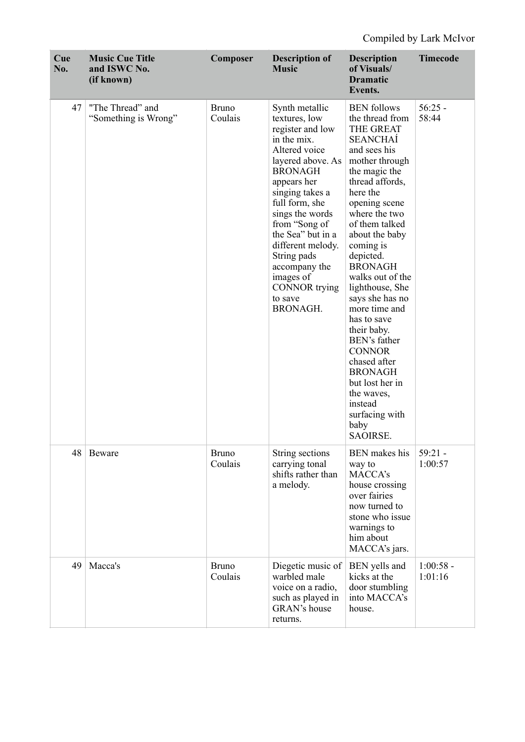Compiled by Lark McIvor

| Cue No. | Music Cue Title and ISWC No. (if known) | Composer | Description of Music | Description of Visuals/ Dramatic Events. | Timecode |
|---|---|---|---|---|---|
| 47 | "The Thread" and "Something is Wrong" | Bruno Coulais | Synth metallic textures, low register and low in the mix. Altered voice layered above. As BRONAGH appears her singing takes a full form, she sings the words from "Song of the Sea" but in a different melody. String pads accompany the images of CONNOR trying to save BRONAGH. | BEN follows the thread from THE GREAT SEANCHAÍ and sees his mother through the magic the thread affords, here the opening scene where the two of them talked about the baby coming is depicted. BRONAGH walks out of the lighthouse, She says she has no more time and has to save their baby. BEN's father CONNOR chased after BRONAGH but lost her in the waves, instead surfacing with baby SAOIRSE. | 56:25 - 58:44 |
| 48 | Beware | Bruno Coulais | String sections carrying tonal shifts rather than a melody. | BEN makes his way to MACCA's house crossing over fairies now turned to stone who issue warnings to him about MACCA's jars. | 59:21 - 1:00:57 |
| 49 | Macca's | Bruno Coulais | Diegetic music of warbled male voice on a radio, such as played in GRAN's house returns. | BEN yells and kicks at the door stumbling into MACCA's house. | 1:00:58 - 1:01:16 |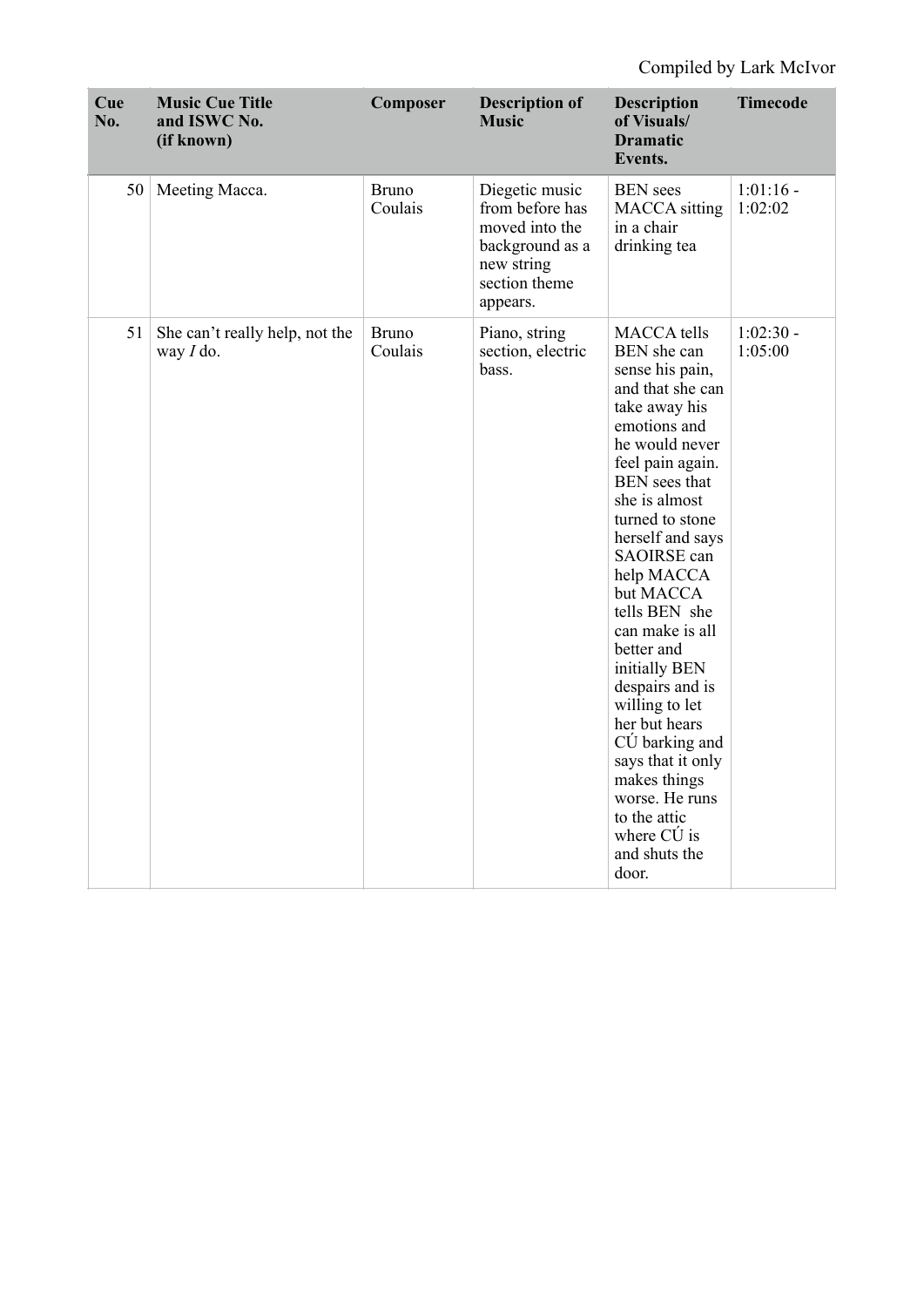Compiled by Lark McIvor

| Cue No. | Music Cue Title and ISWC No. (if known) | Composer | Description of Music | Description of Visuals/ Dramatic Events. | Timecode |
|---|---|---|---|---|---|
| 50 | Meeting Macca. | Bruno Coulais | Diegetic music from before has moved into the background as a new string section theme appears. | BEN sees MACCA sitting in a chair drinking tea | 1:01:16 - 1:02:02 |
| 51 | She can't really help, not the way *I* do. | Bruno Coulais | Piano, string section, electric bass. | MACCA tells BEN she can sense his pain, and that she can take away his emotions and he would never feel pain again. BEN sees that she is almost turned to stone herself and says SAOIRSE can help MACCA but MACCA tells BEN she can make is all better and initially BEN despairs and is willing to let her but hears CÚ barking and says that it only makes things worse. He runs to the attic where CÚ is and shuts the door. | 1:02:30 - 1:05:00 |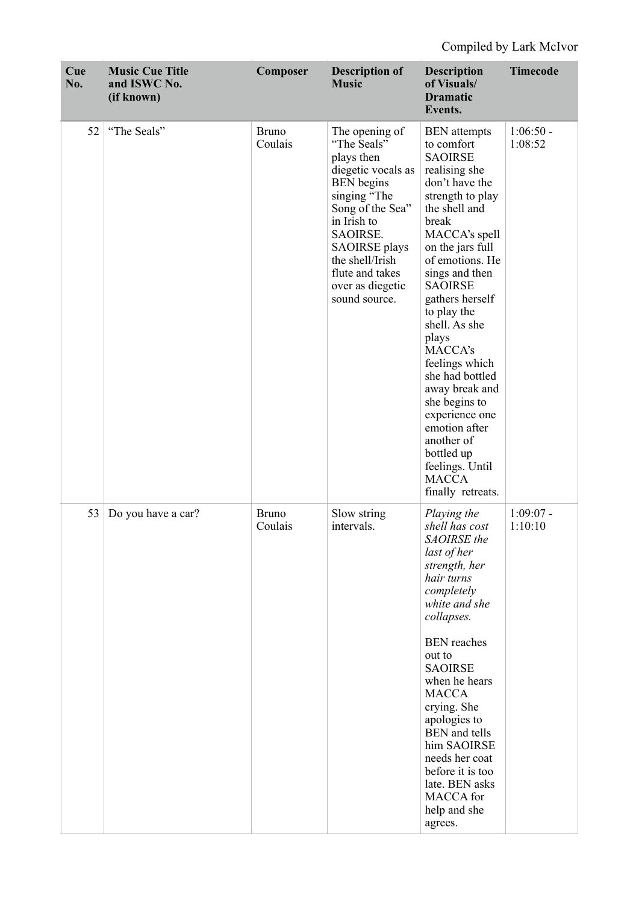Compiled by Lark McIvor

| Cue No. | Music Cue Title and ISWC No. (if known) | Composer | Description of Music | Description of Visuals/ Dramatic Events. | Timecode |
|---|---|---|---|---|---|
| 52 | "The Seals" | Bruno Coulais | The opening of "The Seals" plays then diegetic vocals as BEN begins singing "The Song of the Sea" in Irish to SAOIRSE. SAOIRSE plays the shell/Irish flute and takes over as diegetic sound source. | BEN attempts to comfort SAOIRSE realising she don't have the strength to play the shell and break MACCA's spell on the jars full of emotions. He sings and then SAOIRSE gathers herself to play the shell. As she plays MACCA's feelings which she had bottled away break and she begins to experience one emotion after another of bottled up feelings. Until MACCA finally retreats. | 1:06:50 - 1:08:52 |
| 53 | Do you have a car? | Bruno Coulais | Slow string intervals. | *Playing the shell has cost SAOIRSE the last of her strength, her hair turns completely white and she collapses.*<br><br>BEN reaches out to SAOIRSE when he hears MACCA crying. She apologies to BEN and tells him SAOIRSE needs her coat before it is too late. BEN asks MACCA for help and she agrees. | 1:09:07 - 1:10:10 |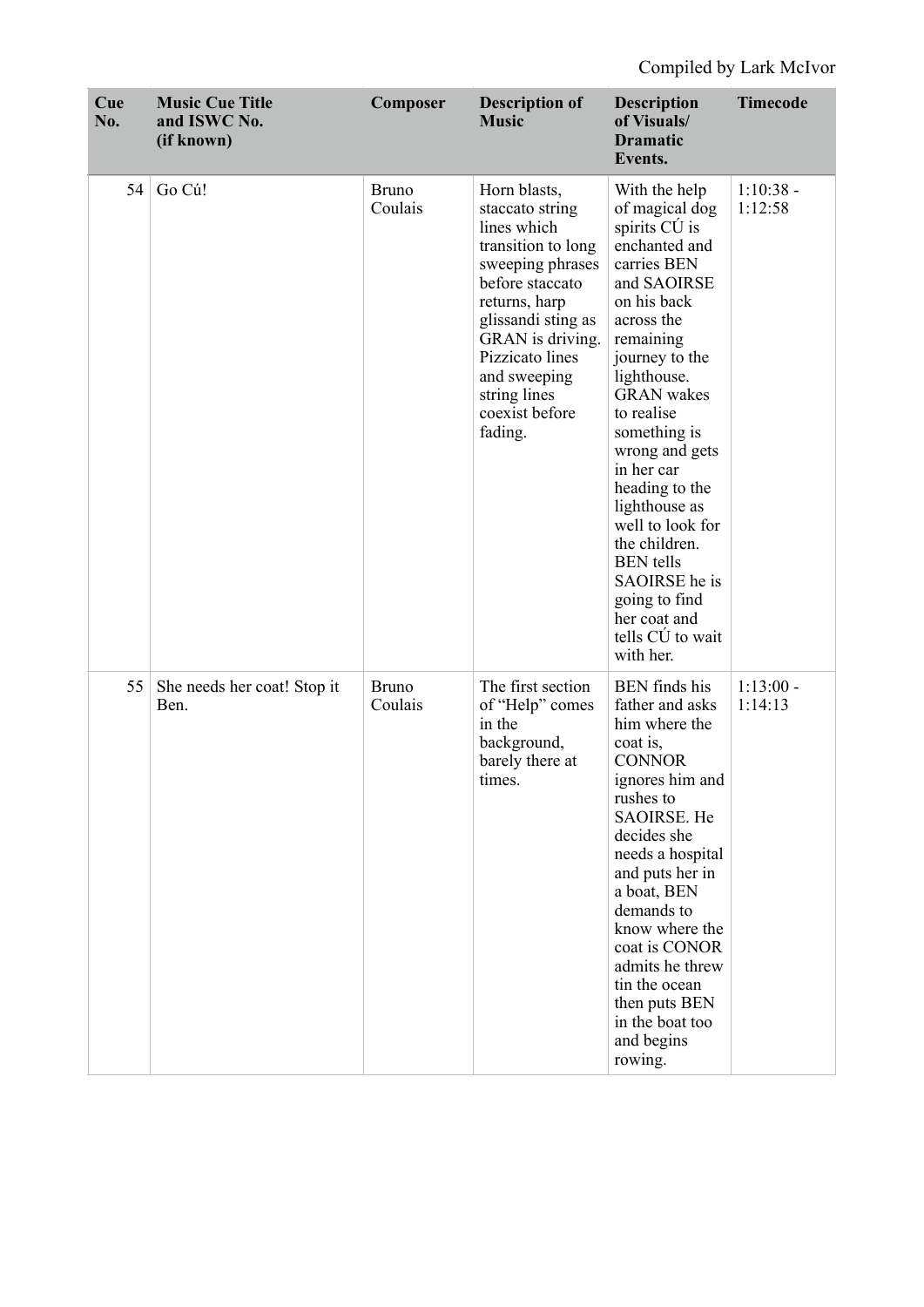Compiled by Lark McIvor

| Cue No. | Music Cue Title and ISWC No. (if known) | Composer | Description of Music | Description of Visuals/ Dramatic Events. | Timecode |
|---|---|---|---|---|---|
| 54 | Go Cú! | Bruno Coulais | Horn blasts, staccato string lines which transition to long sweeping phrases before staccato returns, harp glissandi sting as GRAN is driving. Pizzicato lines and sweeping string lines coexist before fading. | With the help of magical dog spirits CÚ is enchanted and carries BEN and SAOIRSE on his back across the remaining journey to the lighthouse. GRAN wakes to realise something is wrong and gets in her car heading to the lighthouse as well to look for the children. BEN tells SAOIRSE he is going to find her coat and tells CÚ to wait with her. | 1:10:38 - 1:12:58 |
| 55 | She needs her coat! Stop it Ben. | Bruno Coulais | The first section of "Help" comes in the background, barely there at times. | BEN finds his father and asks him where the coat is, CONNOR ignores him and rushes to SAOIRSE. He decides she needs a hospital and puts her in a boat, BEN demands to know where the coat is CONOR admits he threw tin the ocean then puts BEN in the boat too and begins rowing. | 1:13:00 - 1:14:13 |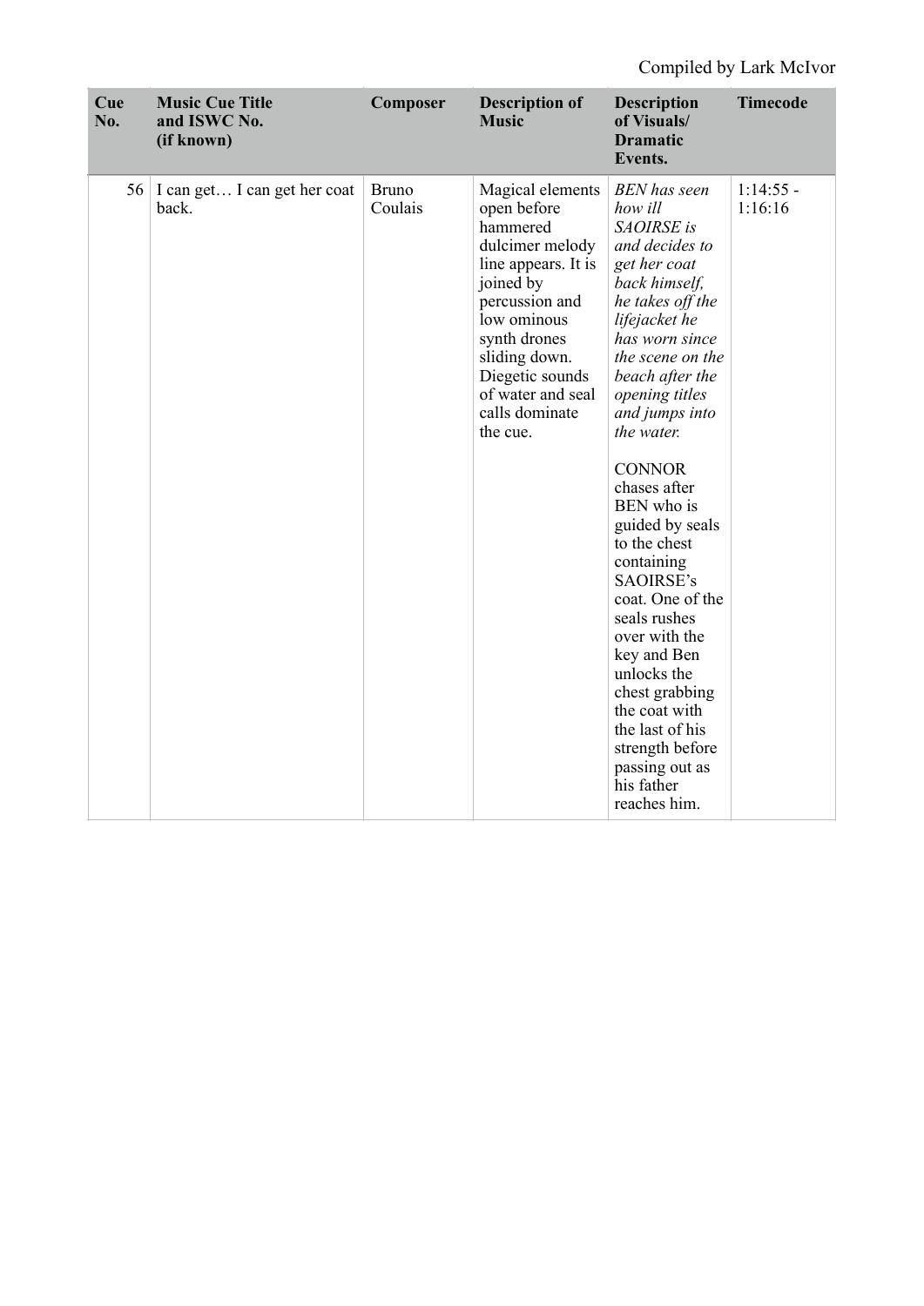Compiled by Lark McIvor

| Cue No. | Music Cue Title and ISWC No. (if known) | Composer | Description of Music | Description of Visuals/ Dramatic Events. | Timecode |
|---|---|---|---|---|---|
| 56 | I can get… I can get her coat back. | Bruno Coulais | Magical elements open before hammered dulcimer melody line appears. It is joined by percussion and low ominous synth drones sliding down. Diegetic sounds of water and seal calls dominate the cue. | *BEN has seen how ill SAOIRSE is and decides to get her coat back himself, he takes off the lifejacket he has worn since the scene on the beach after the opening titles and jumps into the water.*<br><br>CONNOR chases after BEN who is guided by seals to the chest containing SAOIRSE's coat. One of the seals rushes over with the key and Ben unlocks the chest grabbing the coat with the last of his strength before passing out as his father reaches him. | 1:14:55 - 1:16:16 |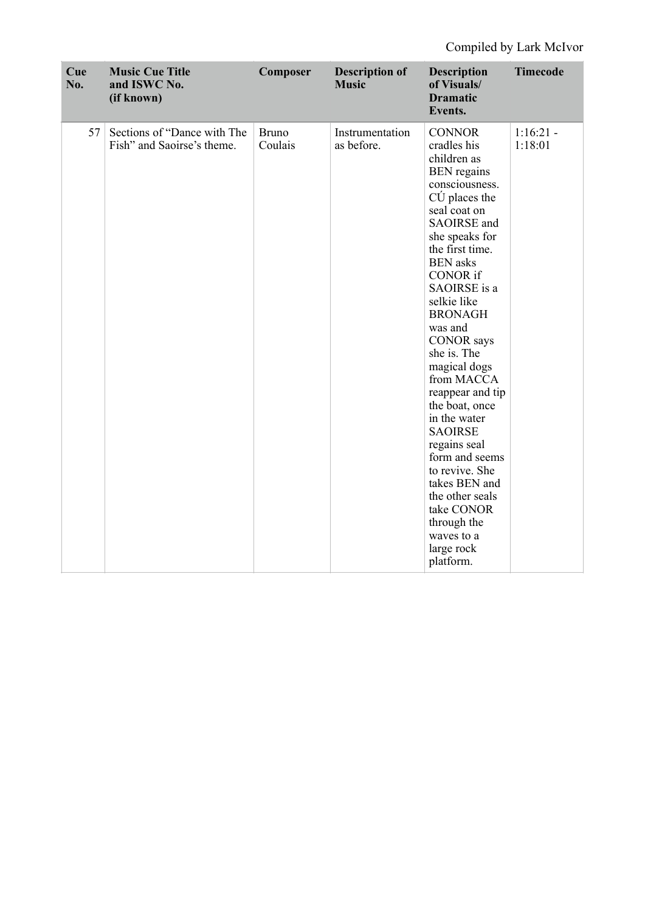Compiled by Lark McIvor

| Cue No. | Music Cue Title and ISWC No. (if known) | Composer | Description of Music | Description of Visuals/ Dramatic Events. | Timecode |
|---|---|---|---|---|---|
| 57 | Sections of "Dance with The Fish" and Saoirse's theme. | Bruno Coulais | Instrumentation as before. | CONNOR cradles his children as BEN regains consciousness. CÚ places the seal coat on SAOIRSE and she speaks for the first time. BEN asks CONOR if SAOIRSE is a selkie like BRONAGH was and CONOR says she is. The magical dogs from MACCA reappear and tip the boat, once in the water SAOIRSE regains seal form and seems to revive. She takes BEN and the other seals take CONOR through the waves to a large rock platform. | 1:16:21 - 1:18:01 |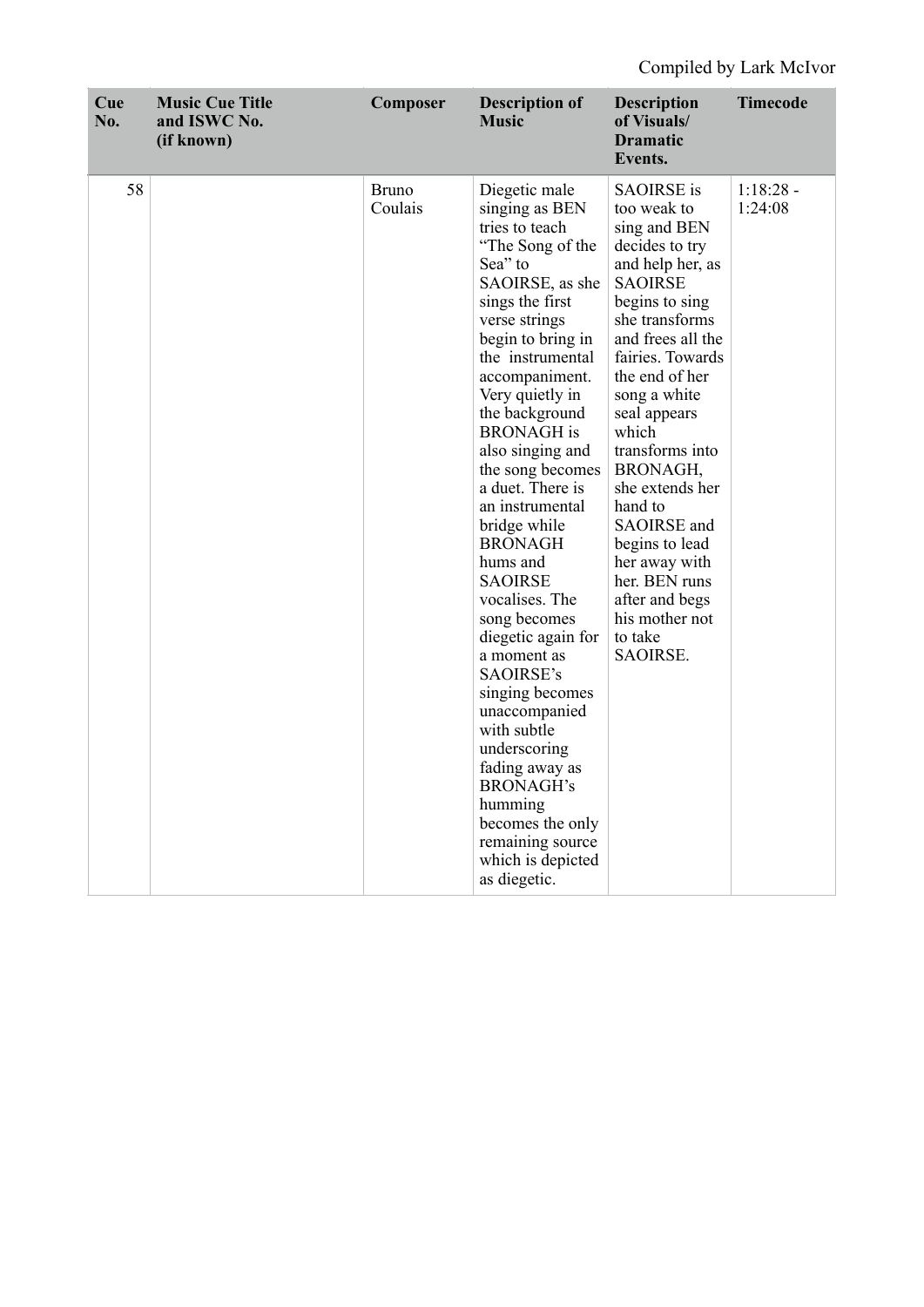Compiled by Lark McIvor

| Cue No. | Music Cue Title and ISWC No. (if known) | Composer | Description of Music | Description of Visuals/ Dramatic Events. | Timecode |
|---|---|---|---|---|---|
| 58 | | Bruno Coulais | Diegetic male singing as BEN tries to teach "The Song of the Sea" to SAOIRSE, as she sings the first verse strings begin to bring in the instrumental accompaniment. Very quietly in the background BRONAGH is also singing and the song becomes a duet. There is an instrumental bridge while BRONAGH hums and SAOIRSE vocalises. The song becomes diegetic again for a moment as SAOIRSE's singing becomes unaccompanied with subtle underscoring fading away as BRONAGH's humming becomes the only remaining source which is depicted as diegetic. | SAOIRSE is too weak to sing and BEN decides to try and help her, as SAOIRSE begins to sing she transforms and frees all the fairies. Towards the end of her song a white seal appears which transforms into BRONAGH, she extends her hand to SAOIRSE and begins to lead her away with her. BEN runs after and begs his mother not to take SAOIRSE. | 1:18:28 - 1:24:08 |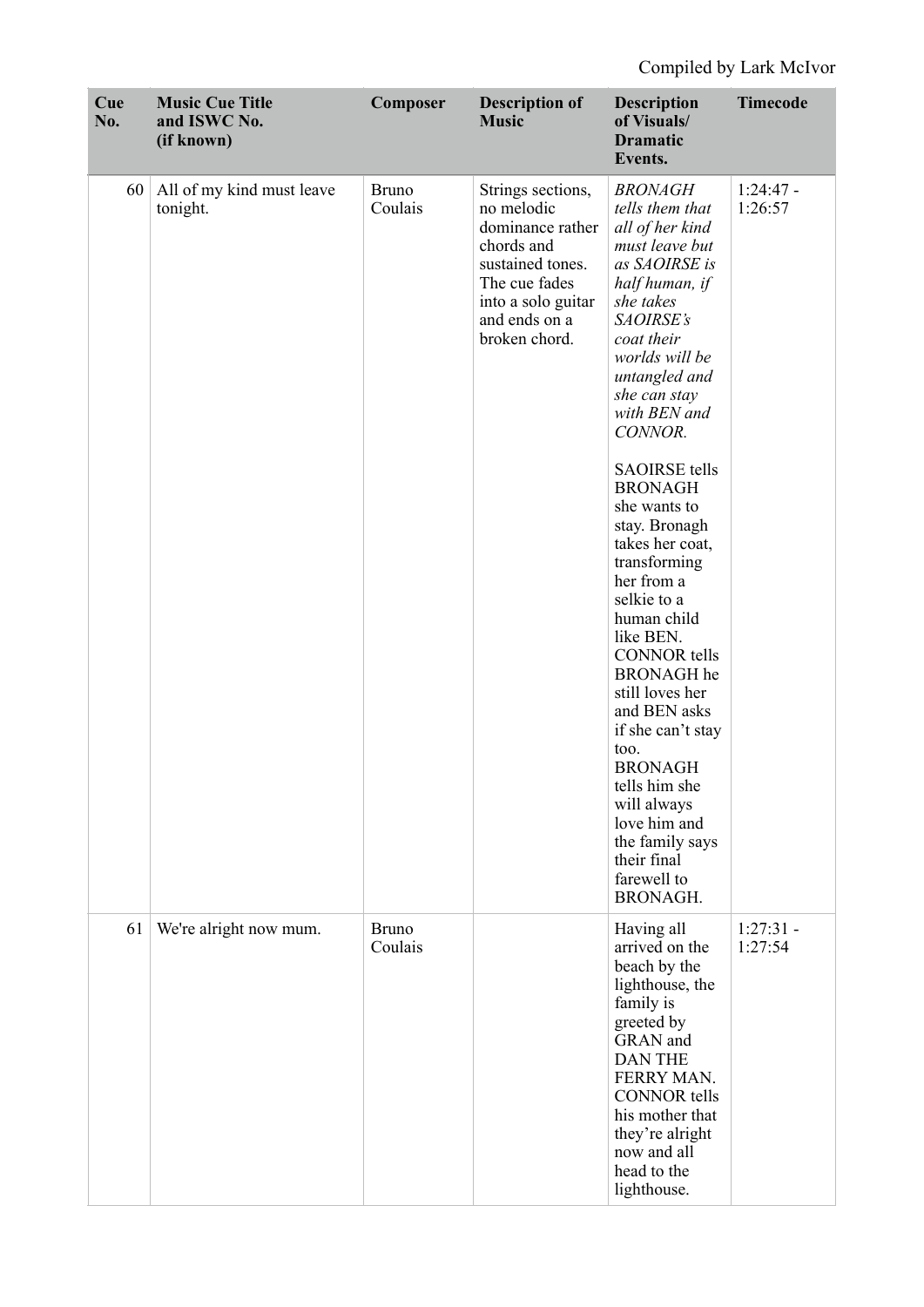Compiled by Lark McIvor

| Cue No. | Music Cue Title and ISWC No. (if known) | Composer | Description of Music | Description of Visuals/ Dramatic Events. | Timecode |
|---|---|---|---|---|---|
| 60 | All of my kind must leave tonight. | Bruno Coulais | Strings sections, no melodic dominance rather chords and sustained tones. The cue fades into a solo guitar and ends on a broken chord. | *BRONAGH tells them that all of her kind must leave but as SAOIRSE is half human, if she takes SAOIRSE's coat their worlds will be untangled and she can stay with BEN and CONNOR.* SAOIRSE tells BRONAGH she wants to stay. Bronagh takes her coat, transforming her from a selkie to a human child like BEN. CONNOR tells BRONAGH he still loves her and BEN asks if she can't stay too. BRONAGH tells him she will always love him and the family says their final farewell to BRONAGH. | 1:24:47 - 1:26:57 |
| 61 | We're alright now mum. | Bruno Coulais | | Having all arrived on the beach by the lighthouse, the family is greeted by GRAN and DAN THE FERRY MAN. CONNOR tells his mother that they're alright now and all head to the lighthouse. | 1:27:31 - 1:27:54 |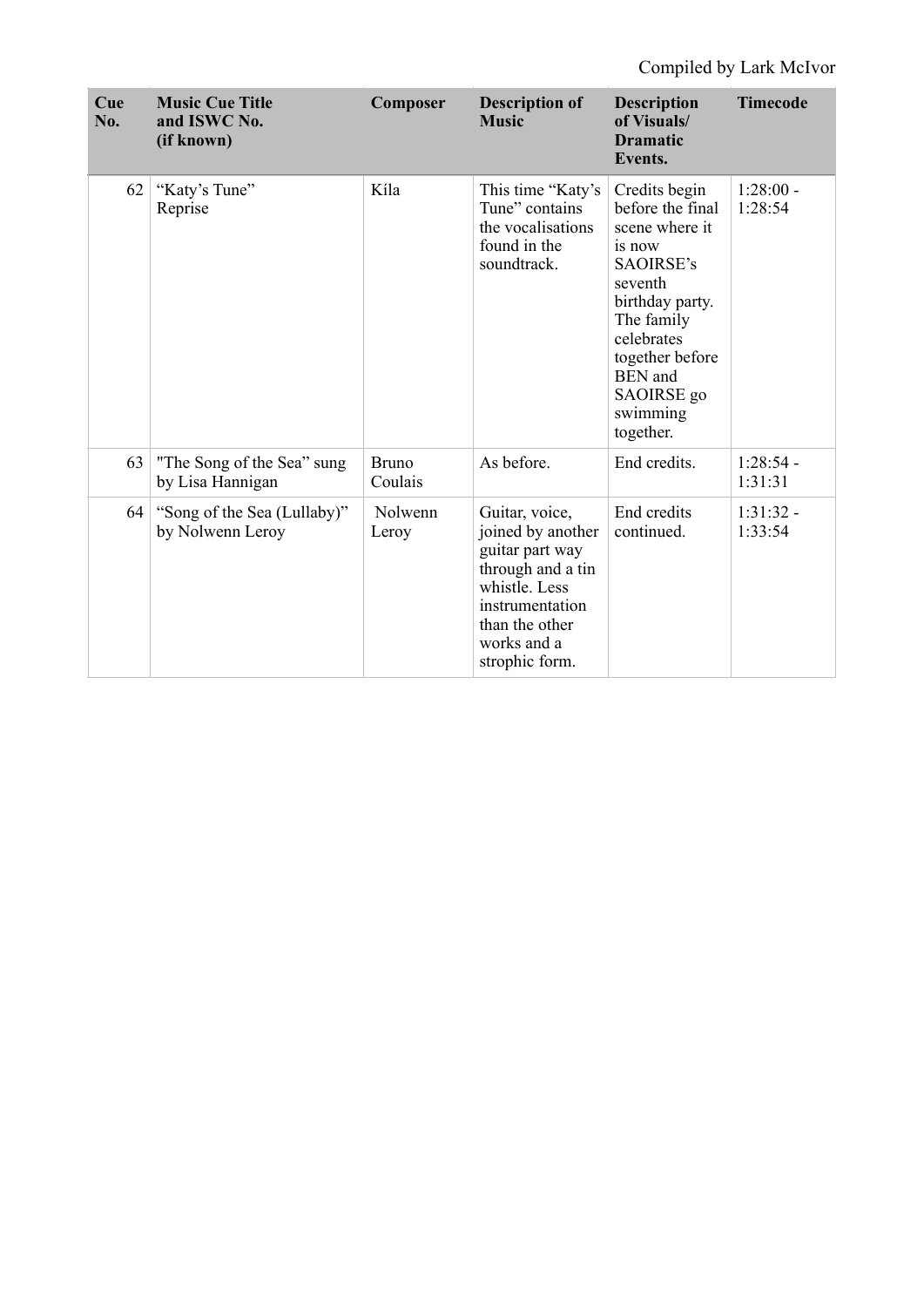Compiled by Lark McIvor

| Cue No. | Music Cue Title and ISWC No. (if known) | Composer | Description of Music | Description of Visuals/ Dramatic Events. | Timecode |
|---|---|---|---|---|---|
| 62 | "Katy's Tune" Reprise | Kíla | This time "Katy's Tune" contains the vocalisations found in the soundtrack. | Credits begin before the final scene where it is now SAOIRSE's seventh birthday party. The family celebrates together before BEN and SAOIRSE go swimming together. | 1:28:00 - 1:28:54 |
| 63 | "The Song of the Sea" sung by Lisa Hannigan | Bruno Coulais | As before. | End credits. | 1:28:54 - 1:31:31 |
| 64 | "Song of the Sea (Lullaby)" by Nolwenn Leroy | Nolwenn Leroy | Guitar, voice, joined by another guitar part way through and a tin whistle. Less instrumentation than the other works and a strophic form. | End credits continued. | 1:31:32 - 1:33:54 |